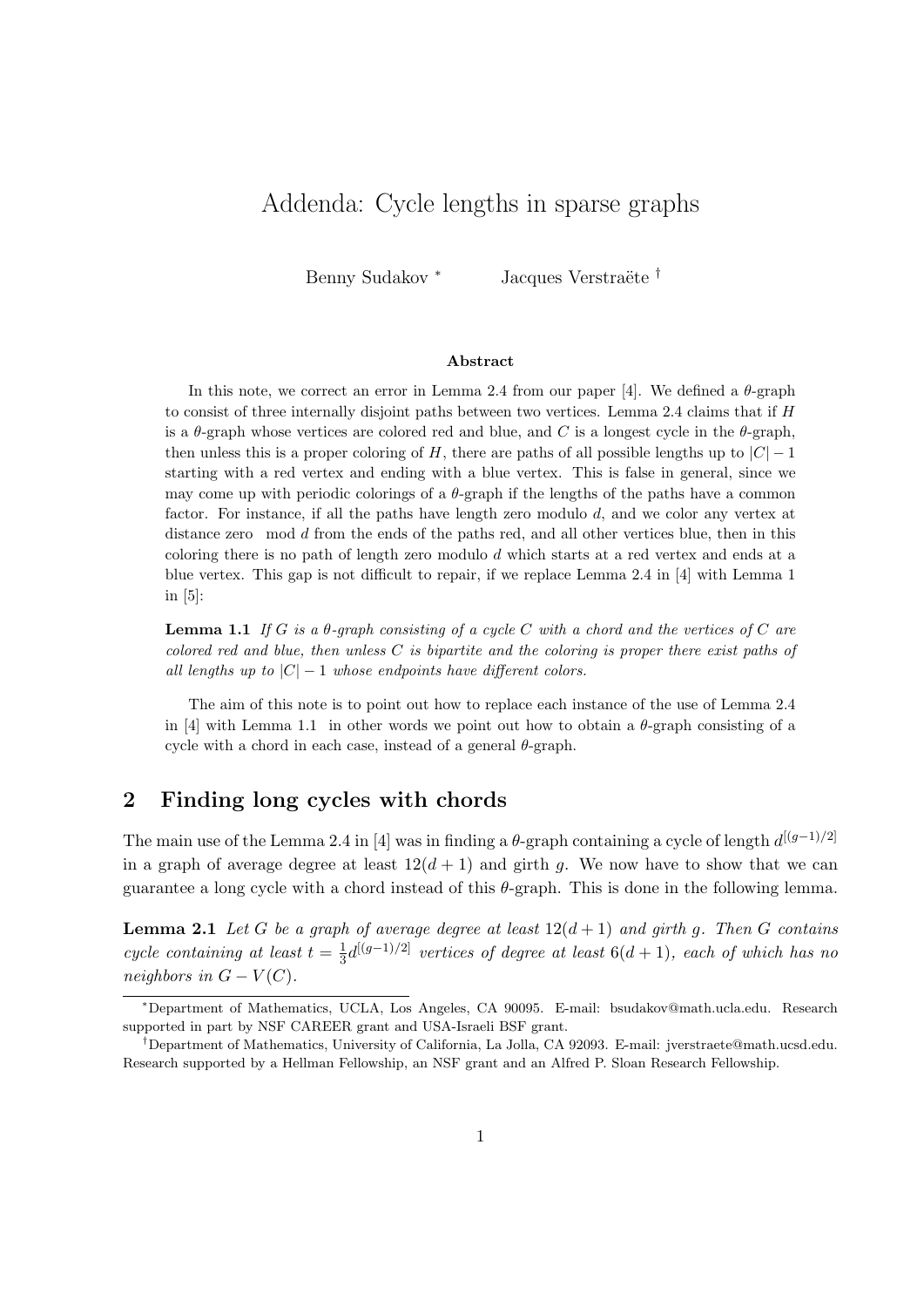# Addenda: Cycle lengths in sparse graphs

Benny Sudakov [*] Jacques Verstraëte [†]

### Abstract

In this note, we correct an error in Lemma 2.4 from our paper [4]. We defined a $\theta$-graph to consist of three internally disjoint paths between two vertices. Lemma 2.4 claims that if $H$ is a $\theta$-graph whose vertices are colored red and blue, and $C$ is a longest cycle in the $\theta$-graph, then unless this is a proper coloring of $H$, there are paths of all possible lengths up to $|C|-1$ starting with a red vertex and ending with a blue vertex. This is false in general, since we may come up with periodic colorings of a $\theta$-graph if the lengths of the paths have a common factor. For instance, if all the paths have length zero modulo $d$, and we color any vertex at distance zero $\mod d$ from the ends of the paths red, and all other vertices blue, then in this coloring there is no path of length zero modulo $d$ which starts at a red vertex and ends at a blue vertex. This gap is not difficult to repair, if we replace Lemma 2.4 in [4] with Lemma 1 in [5]:

**Lemma 1.1** *If $G$ is a $\theta$-graph consisting of a cycle $C$ with a chord and the vertices of $C$ are colored red and blue, then unless $C$ is bipartite and the coloring is proper there exist paths of all lengths up to $|C|-1$ whose endpoints have different colors.*

The aim of this note is to point out how to replace each instance of the use of Lemma 2.4 in [4] with Lemma 1.1 in other words we point out how to obtain a $\theta$-graph consisting of a cycle with a chord in each case, instead of a general $\theta$-graph.

## 2 Finding long cycles with chords

The main use of the Lemma 2.4 in [4] was in finding a $\theta$-graph containing a cycle of length $d^{[(g-1)/2]}$ in a graph of average degree at least $12(d+1)$ and girth $g$. We now have to show that we can guarantee a long cycle with a chord instead of this $\theta$-graph. This is done in the following lemma.

**Lemma 2.1** *Let $G$ be a graph of average degree at least $12(d+1)$ and girth $g$. Then $G$ contains cycle containing at least $t = \frac{1}{3}d^{[(g-1)/2]}$ vertices of degree at least $6(d+1)$, each of which has no neighbors in $G - V(C)$.*

---

[*] Department of Mathematics, UCLA, Los Angeles, CA 90095. E-mail: bsudakov@math.ucla.edu. Research supported in part by NSF CAREER grant and USA-Israeli BSF grant.

[†] Department of Mathematics, University of California, La Jolla, CA 92093. E-mail: jverstraete@math.ucsd.edu. Research supported by a Hellman Fellowship, an NSF grant and an Alfred P. Sloan Research Fellowship.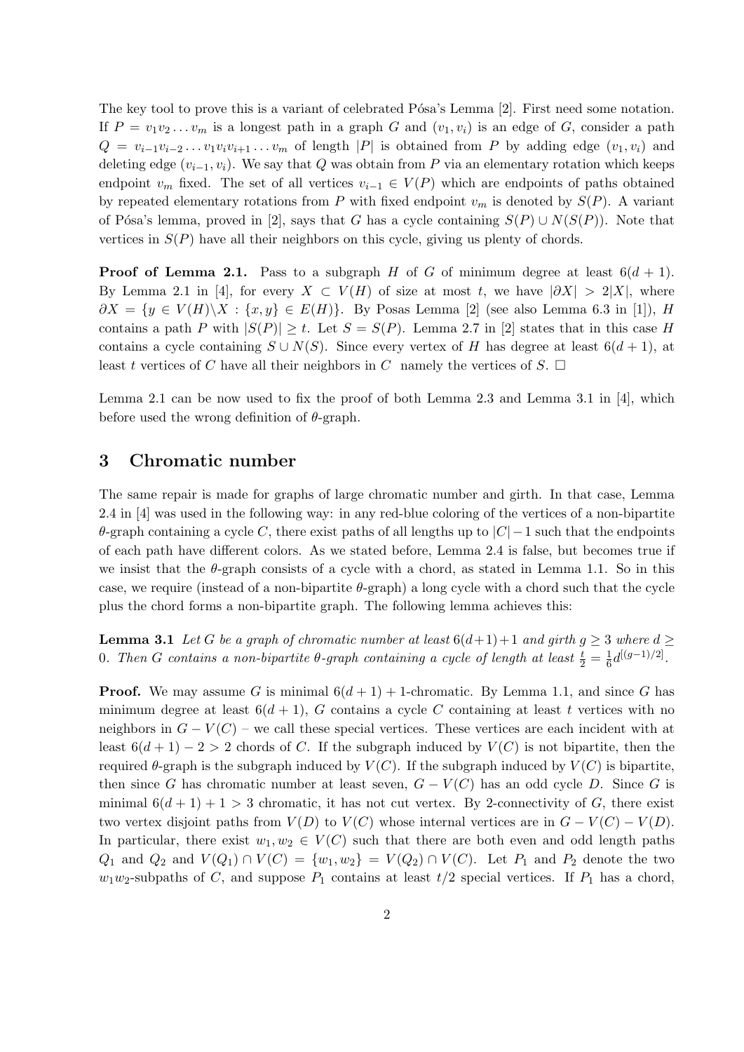The key tool to prove this is a variant of celebrated Pósa's Lemma [2]. First need some notation. If $P = v_1v_2\dots v_m$ is a longest path in a graph $G$ and $(v_1, v_i)$ is an edge of $G$, consider a path $Q = v_{i-1}v_{i-2}\dots v_1v_iv_{i+1}\dots v_m$ of length $|P|$ is obtained from $P$ by adding edge $(v_1, v_i)$ and deleting edge $(v_{i-1}, v_i)$. We say that $Q$ was obtain from $P$ via an elementary rotation which keeps endpoint $v_m$ fixed. The set of all vertices $v_{i-1} \in V(P)$ which are endpoints of paths obtained by repeated elementary rotations from $P$ with fixed endpoint $v_m$ is denoted by $S(P)$. A variant of Pósa's lemma, proved in [2], says that $G$ has a cycle containing $S(P) \cup N(S(P))$. Note that vertices in $S(P)$ have all their neighbors on this cycle, giving us plenty of chords.

**Proof of Lemma 2.1.** Pass to a subgraph $H$ of $G$ of minimum degree at least $6(d+1)$. By Lemma 2.1 in [4], for every $X \subset V(H)$ of size at most $t$, we have $|\partial X| > 2|X|$, where $\partial X = \{y \in V(H)\backslash X : \{x, y\} \in E(H)\}$. By Posas Lemma [2] (see also Lemma 6.3 in [1]), $H$ contains a path $P$ with $|S(P)| \geq t$. Let $S = S(P)$. Lemma 2.7 in [2] states that in this case $H$ contains a cycle containing $S \cup N(S)$. Since every vertex of $H$ has degree at least $6(d+1)$, at least $t$ vertices of $C$ have all their neighbors in $C$ namely the vertices of $S$. □

Lemma 2.1 can be now used to fix the proof of both Lemma 2.3 and Lemma 3.1 in [4], which before used the wrong definition of $\theta$-graph.

## 3 Chromatic number

The same repair is made for graphs of large chromatic number and girth. In that case, Lemma 2.4 in [4] was used in the following way: in any red-blue coloring of the vertices of a non-bipartite $\theta$-graph containing a cycle $C$, there exist paths of all lengths up to $|C|-1$ such that the endpoints of each path have different colors. As we stated before, Lemma 2.4 is false, but becomes true if we insist that the $\theta$-graph consists of a cycle with a chord, as stated in Lemma 1.1. So in this case, we require (instead of a non-bipartite $\theta$-graph) a long cycle with a chord such that the cycle plus the chord forms a non-bipartite graph. The following lemma achieves this:

**Lemma 3.1** *Let $G$ be a graph of chromatic number at least $6(d+1)+1$ and girth $g \geq 3$ where $d \geq 0$. Then $G$ contains a non-bipartite $\theta$-graph containing a cycle of length at least $\frac{t}{2} = \frac{1}{6}d^{\lfloor (g-1)/2 \rfloor}$.*

**Proof.** We may assume $G$ is minimal $6(d+1)+1$-chromatic. By Lemma 1.1, and since $G$ has minimum degree at least $6(d+1)$, $G$ contains a cycle $C$ containing at least $t$ vertices with no neighbors in $G - V(C)$ – we call these special vertices. These vertices are each incident with at least $6(d+1) - 2 > 2$ chords of $C$. If the subgraph induced by $V(C)$ is not bipartite, then the required $\theta$-graph is the subgraph induced by $V(C)$. If the subgraph induced by $V(C)$ is bipartite, then since $G$ has chromatic number at least seven, $G - V(C)$ has an odd cycle $D$. Since $G$ is minimal $6(d+1)+1 > 3$ chromatic, it has not cut vertex. By 2-connectivity of $G$, there exist two vertex disjoint paths from $V(D)$ to $V(C)$ whose internal vertices are in $G - V(C) - V(D)$. In particular, there exist $w_1, w_2 \in V(C)$ such that there are both even and odd length paths $Q_1$ and $Q_2$ and $V(Q_1) \cap V(C) = \{w_1, w_2\} = V(Q_2) \cap V(C)$. Let $P_1$ and $P_2$ denote the two $w_1w_2$-subpaths of $C$, and suppose $P_1$ contains at least $t/2$ special vertices. If $P_1$ has a chord,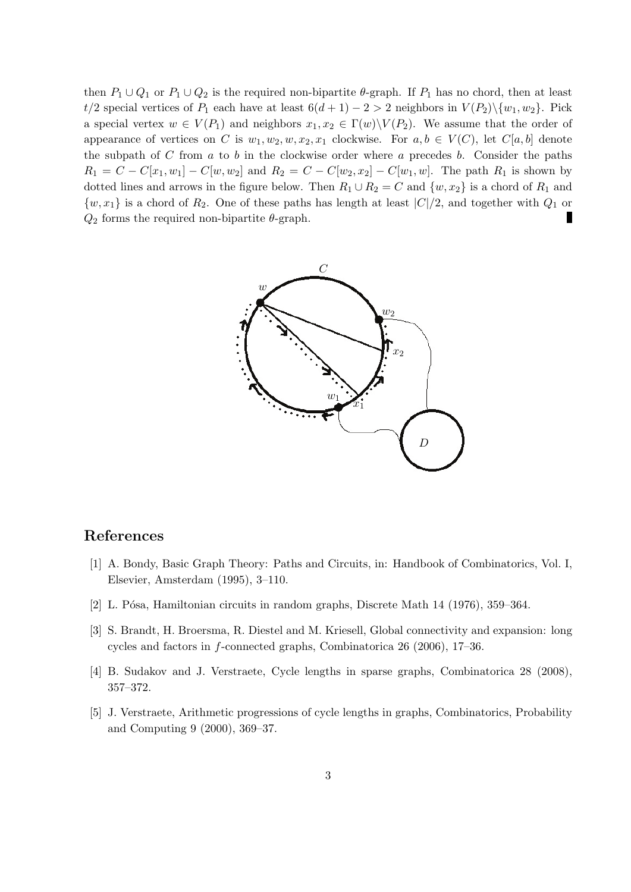then $P_1 \cup Q_1$ or $P_1 \cup Q_2$ is the required non-bipartite $\theta$-graph. If $P_1$ has no chord, then at least $t/2$ special vertices of $P_1$ each have at least $6(d+1) - 2 > 2$ neighbors in $V(P_2)\backslash\{w_1, w_2\}$. Pick a special vertex $w \in V(P_1)$ and neighbors $x_1, x_2 \in \Gamma(w)\backslash V(P_2)$. We assume that the order of appearance of vertices on $C$ is $w_1, w_2, w, x_2, x_1$ clockwise. For $a, b \in V(C)$, let $C[a, b]$ denote the subpath of $C$ from $a$ to $b$ in the clockwise order where $a$ precedes $b$. Consider the paths $R_1 = C - C[x_1, w_1] - C[w, w_2]$ and $R_2 = C - C[w_2, x_2] - C[w_1, w]$. The path $R_1$ is shown by dotted lines and arrows in the figure below. Then $R_1 \cup R_2 = C$ and $\{w, x_2\}$ is a chord of $R_1$ and $\{w, x_1\}$ is a chord of $R_2$. One of these paths has length at least $|C|/2$, and together with $Q_1$ or $Q_2$ forms the required non-bipartite $\theta$-graph. ∎

C

w

$w_2$

$x_2$

$w_1$

$x_1$

D

## References

[1] A. Bondy, Basic Graph Theory: Paths and Circuits, in: Handbook of Combinatorics, Vol. I, Elsevier, Amsterdam (1995), 3–110.

[2] L. Pósa, Hamiltonian circuits in random graphs, Discrete Math 14 (1976), 359–364.

[3] S. Brandt, H. Broersma, R. Diestel and M. Kriesell, Global connectivity and expansion: long cycles and factors in $f$-connected graphs, Combinatorica 26 (2006), 17–36.

[4] B. Sudakov and J. Verstraete, Cycle lengths in sparse graphs, Combinatorica 28 (2008), 357–372.

[5] J. Verstraete, Arithmetic progressions of cycle lengths in graphs, Combinatorics, Probability and Computing 9 (2000), 369–37.